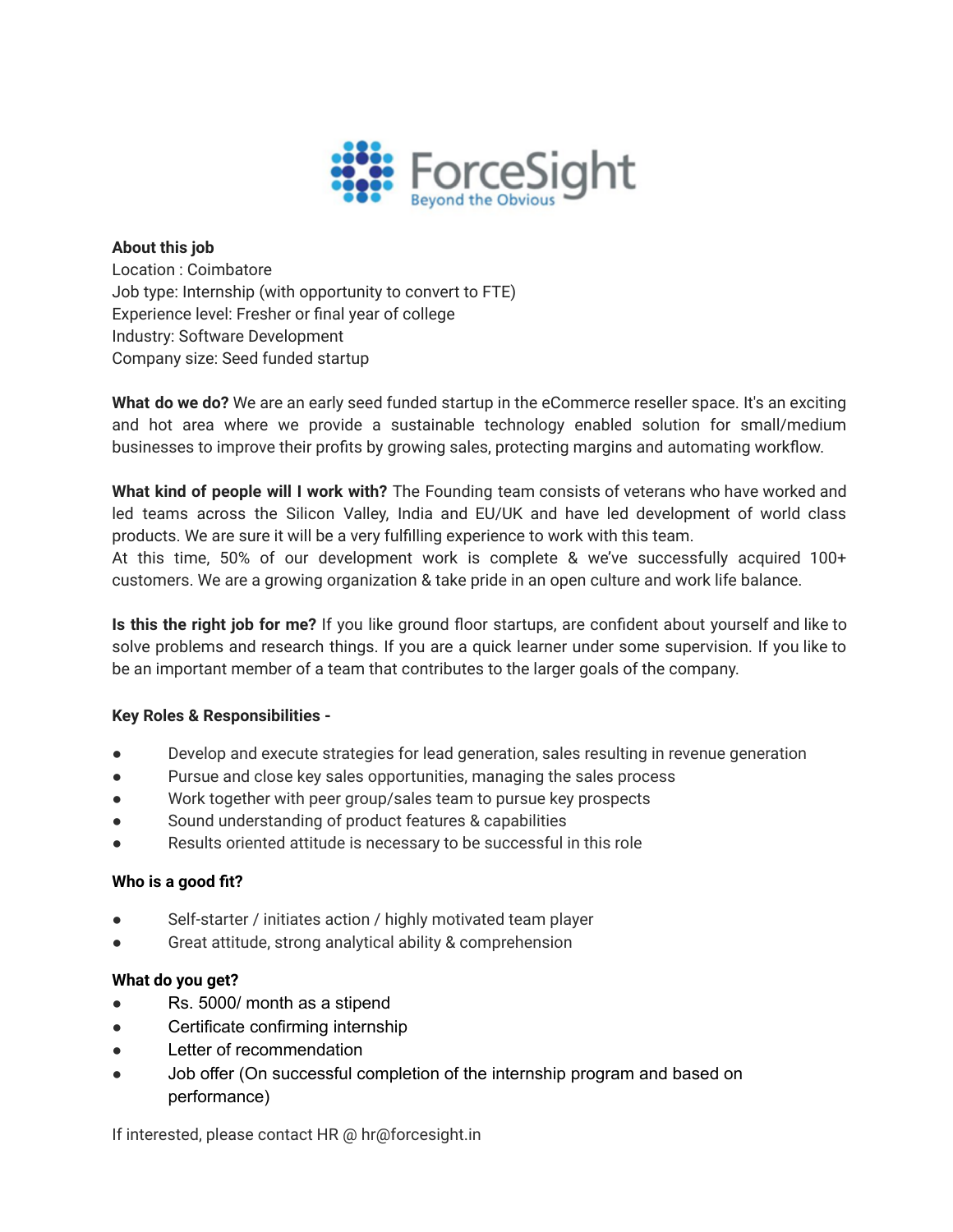ForceSight
Beyond the Obvious

**About this job**
Location : Coimbatore
Job type: Internship (with opportunity to convert to FTE)
Experience level: Fresher or final year of college
Industry: Software Development
Company size: Seed funded startup

**What do we do?** We are an early seed funded startup in the eCommerce reseller space. It's an exciting and hot area where we provide a sustainable technology enabled solution for small/medium businesses to improve their profits by growing sales, protecting margins and automating workflow.

**What kind of people will I work with?** The Founding team consists of veterans who have worked and led teams across the Silicon Valley, India and EU/UK and have led development of world class products. We are sure it will be a very fulfilling experience to work with this team.
At this time, 50% of our development work is complete & we've successfully acquired 100+ customers. We are a growing organization & take pride in an open culture and work life balance.

**Is this the right job for me?** If you like ground floor startups, are confident about yourself and like to solve problems and research things. If you are a quick learner under some supervision. If you like to be an important member of a team that contributes to the larger goals of the company.

**Key Roles & Responsibilities -**

- Develop and execute strategies for lead generation, sales resulting in revenue generation
- Pursue and close key sales opportunities, managing the sales process
- Work together with peer group/sales team to pursue key prospects
- Sound understanding of product features & capabilities
- Results oriented attitude is necessary to be successful in this role

**Who is a good fit?**

- Self-starter / initiates action / highly motivated team player
- Great attitude, strong analytical ability & comprehension

**What do you get?**

- Rs. 5000/ month as a stipend
- Certificate confirming internship
- Letter of recommendation
- Job offer (On successful completion of the internship program and based on performance)

If interested, please contact HR @ hr@forcesight.in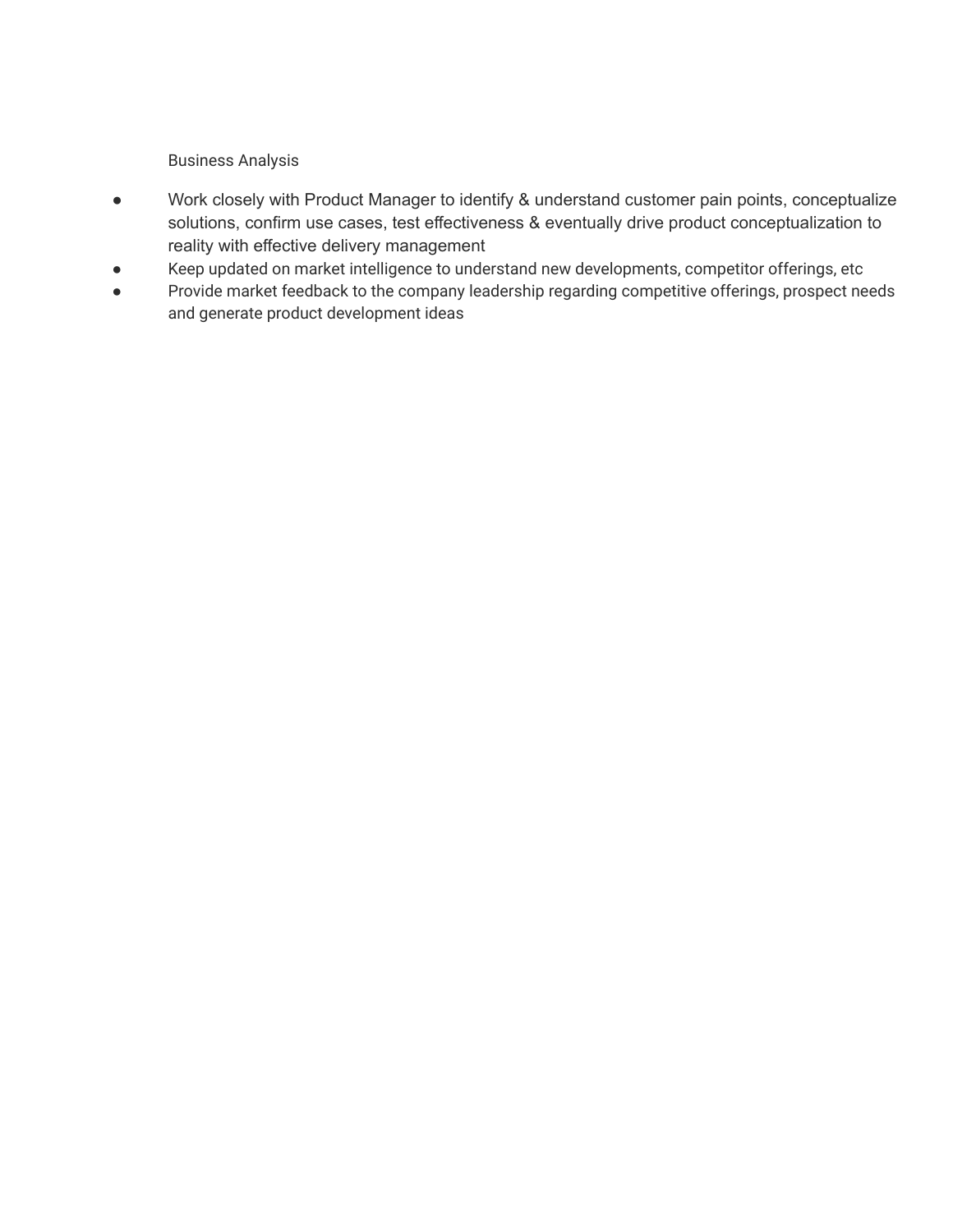Business Analysis

- Work closely with Product Manager to identify & understand customer pain points, conceptualize solutions, confirm use cases, test effectiveness & eventually drive product conceptualization to reality with effective delivery management
- Keep updated on market intelligence to understand new developments, competitor offerings, etc
- Provide market feedback to the company leadership regarding competitive offerings, prospect needs and generate product development ideas